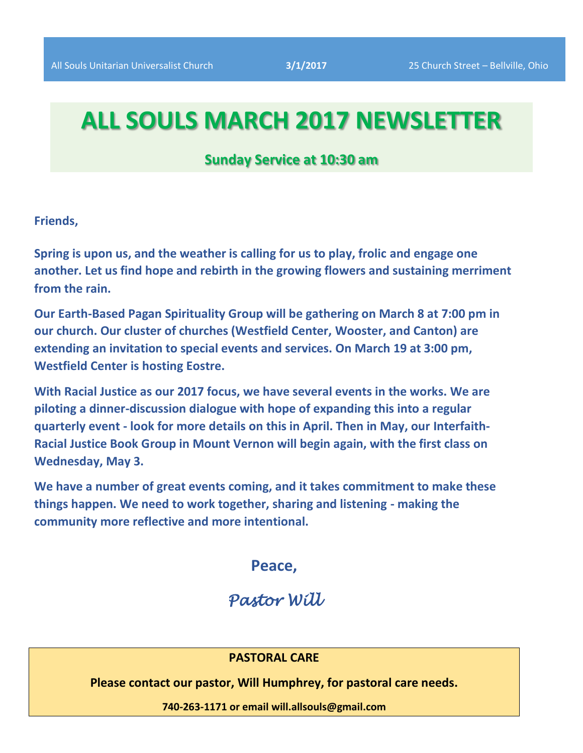All Souls Unitarian Universalist Church **3/1/2017** 25 Church Street – Bellville, Ohio

# ALL SOULS MARCH 2017 NEWSLETTER

**Sunday Service at 10:30 am**

**Friends,**

**Spring is upon us, and the weather is calling for us to play, frolic and engage one another. Let us find hope and rebirth in the growing flowers and sustaining merriment from the rain.**

**Our Earth-Based Pagan Spirituality Group will be gathering on March 8 at 7:00 pm in our church. Our cluster of churches (Westfield Center, Wooster, and Canton) are extending an invitation to special events and services. On March 19 at 3:00 pm, Westfield Center is hosting Eostre.**

**With Racial Justice as our 2017 focus, we have several events in the works. We are piloting a dinner-discussion dialogue with hope of expanding this into a regular quarterly event - look for more details on this in April. Then in May, our Interfaith-Racial Justice Book Group in Mount Vernon will begin again, with the first class on Wednesday, May 3.**

**We have a number of great events coming, and it takes commitment to make these things happen. We need to work together, sharing and listening - making the community more reflective and more intentional.**

**Peace,**

*Pastor Will*

**PASTORAL CARE**

**Please contact our pastor, Will Humphrey, for pastoral care needs.**

**740-263-1171 or email will.allsouls@gmail.com**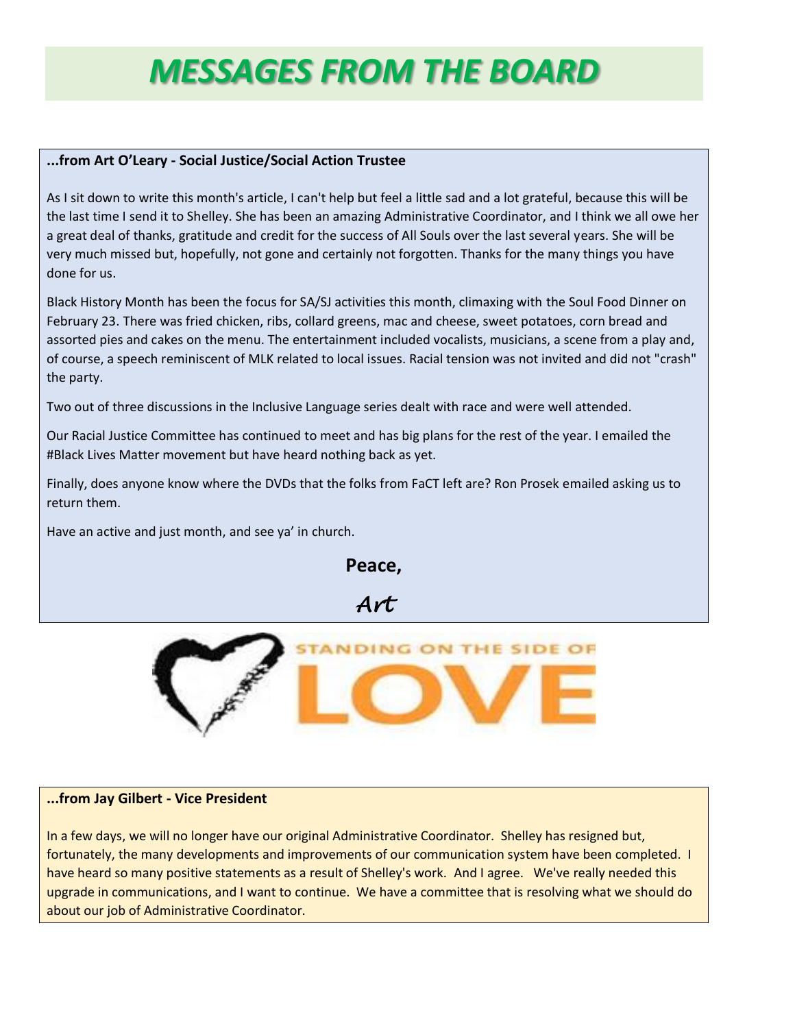# MESSAGES FROM THE BOARD

**...from Art O'Leary - Social Justice/Social Action Trustee**

As I sit down to write this month's article, I can't help but feel a little sad and a lot grateful, because this will be the last time I send it to Shelley. She has been an amazing Administrative Coordinator, and I think we all owe her a great deal of thanks, gratitude and credit for the success of All Souls over the last several years. She will be very much missed but, hopefully, not gone and certainly not forgotten. Thanks for the many things you have done for us.

Black History Month has been the focus for SA/SJ activities this month, climaxing with the Soul Food Dinner on February 23. There was fried chicken, ribs, collard greens, mac and cheese, sweet potatoes, corn bread and assorted pies and cakes on the menu. The entertainment included vocalists, musicians, a scene from a play and, of course, a speech reminiscent of MLK related to local issues. Racial tension was not invited and did not "crash" the party.

Two out of three discussions in the Inclusive Language series dealt with race and were well attended.

Our Racial Justice Committee has continued to meet and has big plans for the rest of the year. I emailed the #Black Lives Matter movement but have heard nothing back as yet.

Finally, does anyone know where the DVDs that the folks from FaCT left are? Ron Prosek emailed asking us to return them.

Have an active and just month, and see ya' in church.

**Peace,**

*Art*

STANDING ON THE SIDE OF LOVE

**...from Jay Gilbert - Vice President**

In a few days, we will no longer have our original Administrative Coordinator. Shelley has resigned but, fortunately, the many developments and improvements of our communication system have been completed. I have heard so many positive statements as a result of Shelley's work. And I agree. We've really needed this upgrade in communications, and I want to continue. We have a committee that is resolving what we should do about our job of Administrative Coordinator.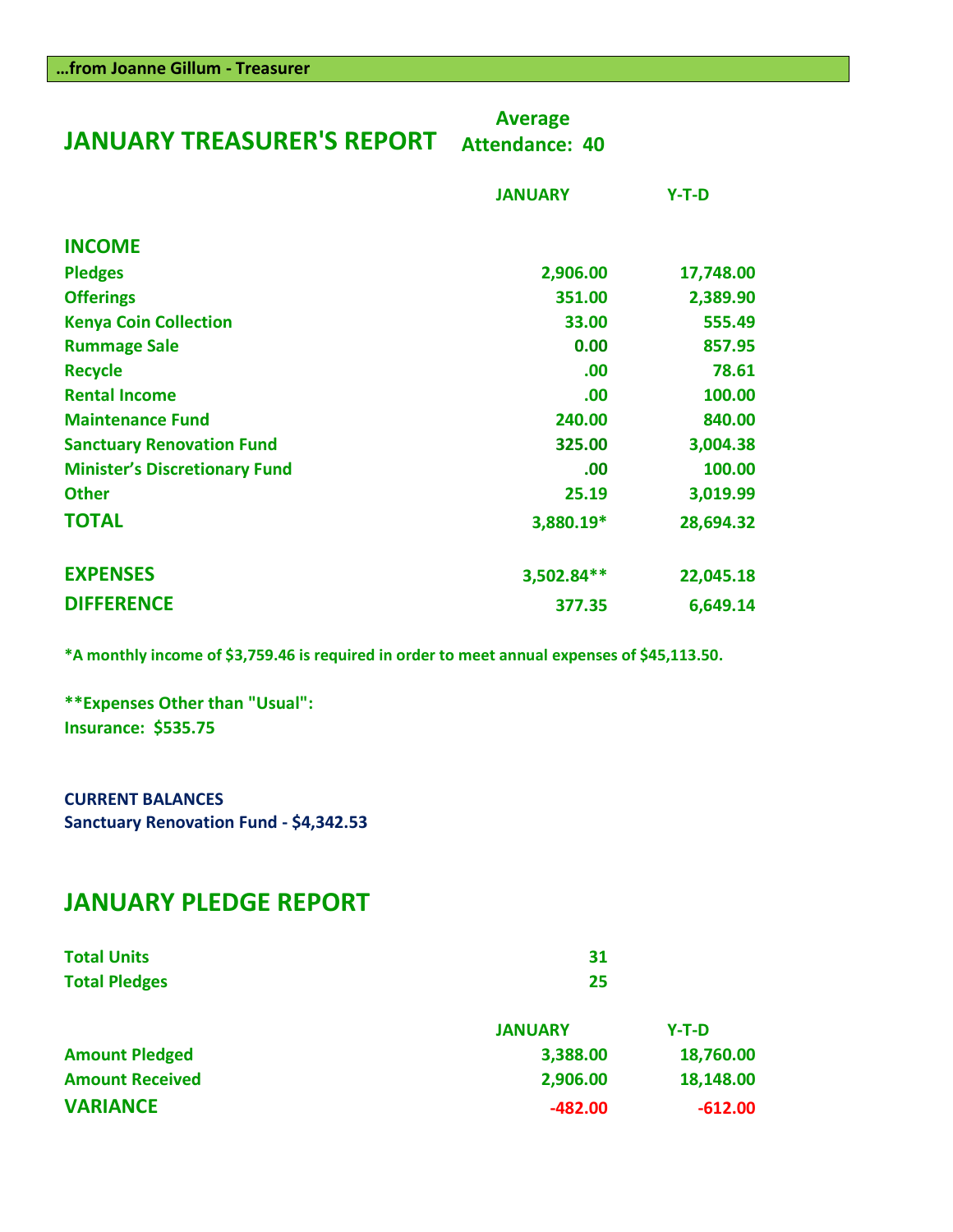**…from Joanne Gillum - Treasurer**

## JANUARY TREASURER'S REPORT

**Average Attendance: 40**

| | JANUARY | Y-T-D |
|---|---|---|
| **INCOME** | | |
| Pledges | 2,906.00 | 17,748.00 |
| Offerings | 351.00 | 2,389.90 |
| Kenya Coin Collection | 33.00 | 555.49 |
| Rummage Sale | 0.00 | 857.95 |
| Recycle | .00 | 78.61 |
| Rental Income | .00 | 100.00 |
| Maintenance Fund | 240.00 | 840.00 |
| Sanctuary Renovation Fund | 325.00 | 3,004.38 |
| Minister's Discretionary Fund | .00 | 100.00 |
| Other | 25.19 | 3,019.99 |
| **TOTAL** | 3,880.19* | 28,694.32 |
| **EXPENSES** | 3,502.84** | 22,045.18 |
| **DIFFERENCE** | 377.35 | 6,649.14 |

*A monthly income of $3,759.46 is required in order to meet annual expenses of $45,113.50.

**Expenses Other than "Usual":
Insurance: $535.75

**CURRENT BALANCES**
Sanctuary Renovation Fund - $4,342.53

## JANUARY PLEDGE REPORT

| | |
|---|---|
| Total Units | 31 |
| Total Pledges | 25 |

| | JANUARY | Y-T-D |
|---|---|---|
| Amount Pledged | 3,388.00 | 18,760.00 |
| Amount Received | 2,906.00 | 18,148.00 |
| **VARIANCE** | -482.00 | -612.00 |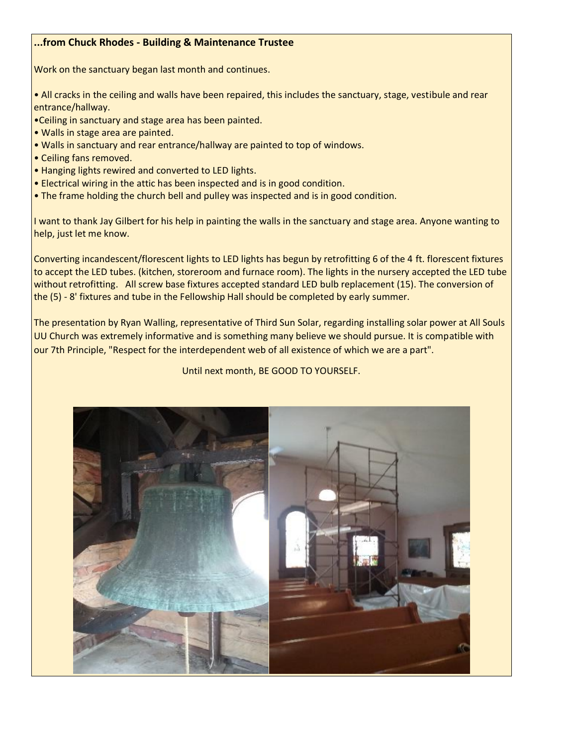**...from Chuck Rhodes - Building & Maintenance Trustee**

Work on the sanctuary began last month and continues.

- All cracks in the ceiling and walls have been repaired, this includes the sanctuary, stage, vestibule and rear entrance/hallway.
- Ceiling in sanctuary and stage area has been painted.
- Walls in stage area are painted.
- Walls in sanctuary and rear entrance/hallway are painted to top of windows.
- Ceiling fans removed.
- Hanging lights rewired and converted to LED lights.
- Electrical wiring in the attic has been inspected and is in good condition.
- The frame holding the church bell and pulley was inspected and is in good condition.

I want to thank Jay Gilbert for his help in painting the walls in the sanctuary and stage area. Anyone wanting to help, just let me know.

Converting incandescent/florescent lights to LED lights has begun by retrofitting 6 of the 4 ft. florescent fixtures to accept the LED tubes. (kitchen, storeroom and furnace room). The lights in the nursery accepted the LED tube without retrofitting. All screw base fixtures accepted standard LED bulb replacement (15). The conversion of the (5) - 8' fixtures and tube in the Fellowship Hall should be completed by early summer.

The presentation by Ryan Walling, representative of Third Sun Solar, regarding installing solar power at All Souls UU Church was extremely informative and is something many believe we should pursue. It is compatible with our 7th Principle, "Respect for the interdependent web of all existence of which we are a part".

Until next month, BE GOOD TO YOURSELF.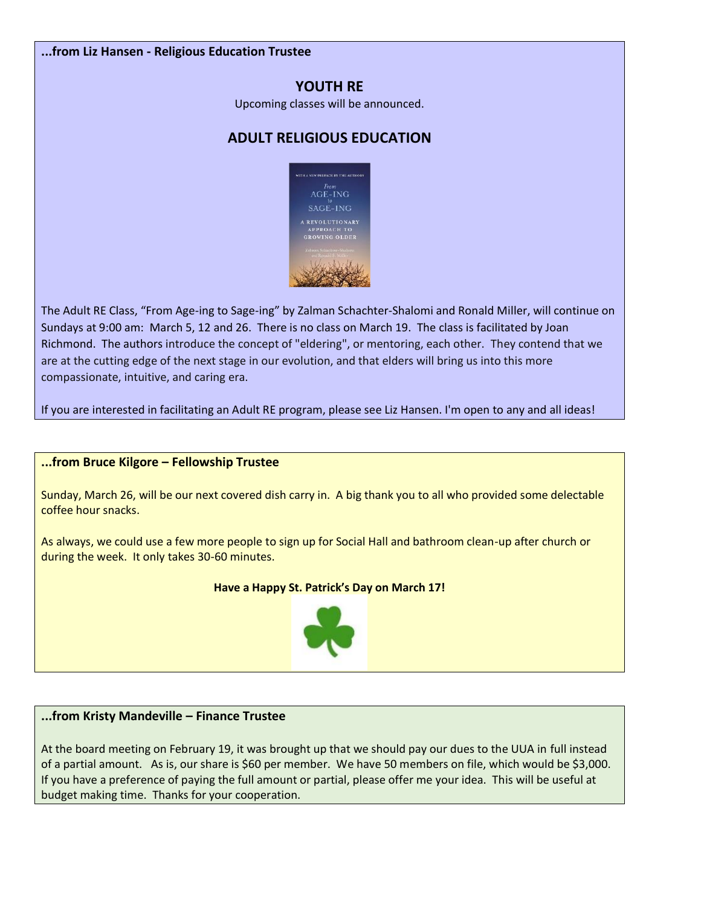**...from Liz Hansen - Religious Education Trustee**

## YOUTH RE

Upcoming classes will be announced.

## ADULT RELIGIOUS EDUCATION

The Adult RE Class, “From Age-ing to Sage-ing” by Zalman Schachter-Shalomi and Ronald Miller, will continue on Sundays at 9:00 am: March 5, 12 and 26. There is no class on March 19. The class is facilitated by Joan Richmond. The authors introduce the concept of "eldering", or mentoring, each other. They contend that we are at the cutting edge of the next stage in our evolution, and that elders will bring us into this more compassionate, intuitive, and caring era.

If you are interested in facilitating an Adult RE program, please see Liz Hansen. I'm open to any and all ideas!

**...from Bruce Kilgore – Fellowship Trustee**

Sunday, March 26, will be our next covered dish carry in. A big thank you to all who provided some delectable coffee hour snacks.

As always, we could use a few more people to sign up for Social Hall and bathroom clean-up after church or during the week. It only takes 30-60 minutes.

**Have a Happy St. Patrick’s Day on March 17!**

**...from Kristy Mandeville – Finance Trustee**

At the board meeting on February 19, it was brought up that we should pay our dues to the UUA in full instead of a partial amount. As is, our share is $60 per member. We have 50 members on file, which would be $3,000. If you have a preference of paying the full amount or partial, please offer me your idea. This will be useful at budget making time. Thanks for your cooperation.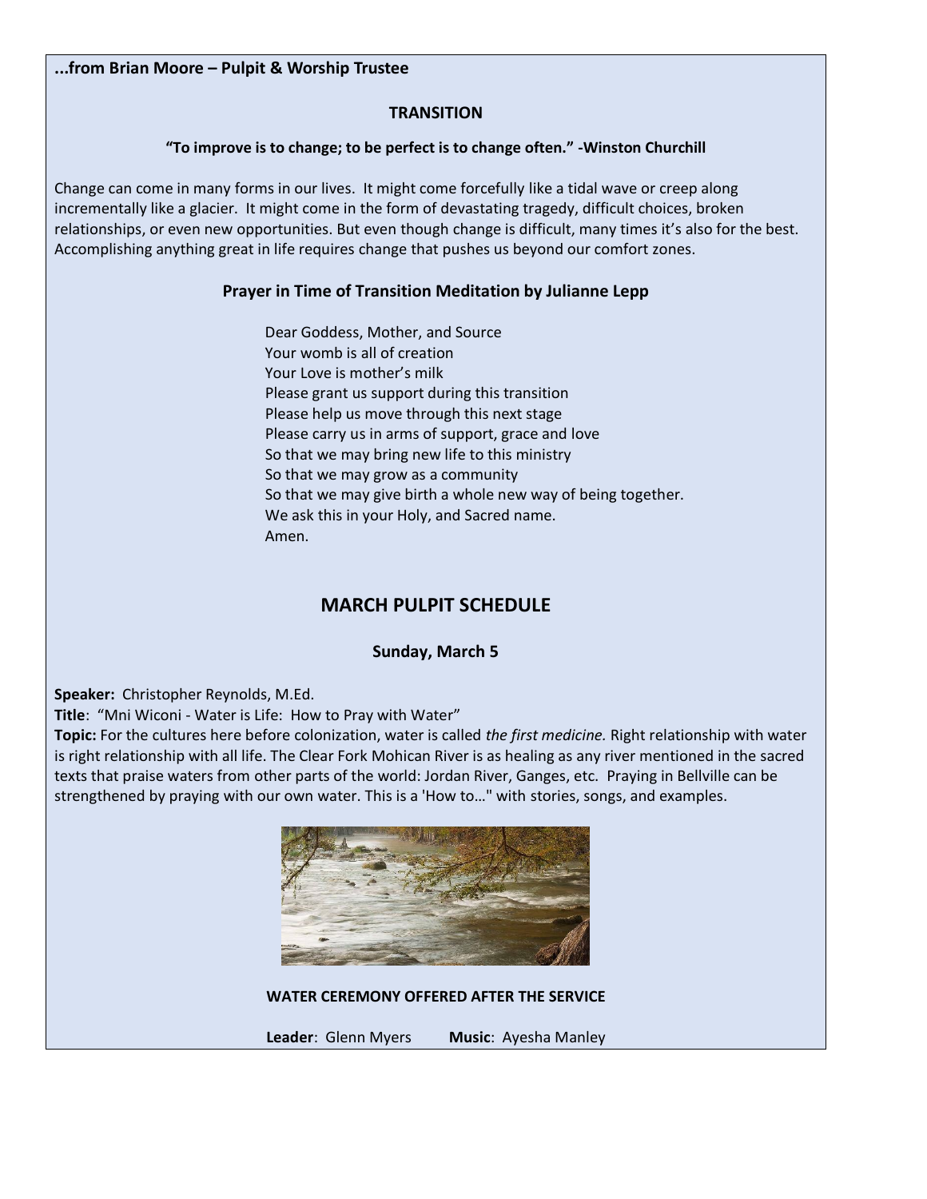**...from Brian Moore – Pulpit & Worship Trustee**

## TRANSITION

**"To improve is to change; to be perfect is to change often." -Winston Churchill**

Change can come in many forms in our lives. It might come forcefully like a tidal wave or creep along incrementally like a glacier. It might come in the form of devastating tragedy, difficult choices, broken relationships, or even new opportunities. But even though change is difficult, many times it's also for the best. Accomplishing anything great in life requires change that pushes us beyond our comfort zones.

### Prayer in Time of Transition Meditation by Julianne Lepp

Dear Goddess, Mother, and Source
Your womb is all of creation
Your Love is mother's milk
Please grant us support during this transition
Please help us move through this next stage
Please carry us in arms of support, grace and love
So that we may bring new life to this ministry
So that we may grow as a community
So that we may give birth a whole new way of being together.
We ask this in your Holy, and Sacred name.
Amen.

## MARCH PULPIT SCHEDULE

### Sunday, March 5

**Speaker:** Christopher Reynolds, M.Ed.
**Title**: "Mni Wiconi - Water is Life: How to Pray with Water"
**Topic:** For the cultures here before colonization, water is called *the first medicine.* Right relationship with water is right relationship with all life. The Clear Fork Mohican River is as healing as any river mentioned in the sacred texts that praise waters from other parts of the world: Jordan River, Ganges, etc. Praying in Bellville can be strengthened by praying with our own water. This is a 'How to…" with stories, songs, and examples.

**WATER CEREMONY OFFERED AFTER THE SERVICE**

**Leader**: Glenn Myers **Music**: Ayesha Manley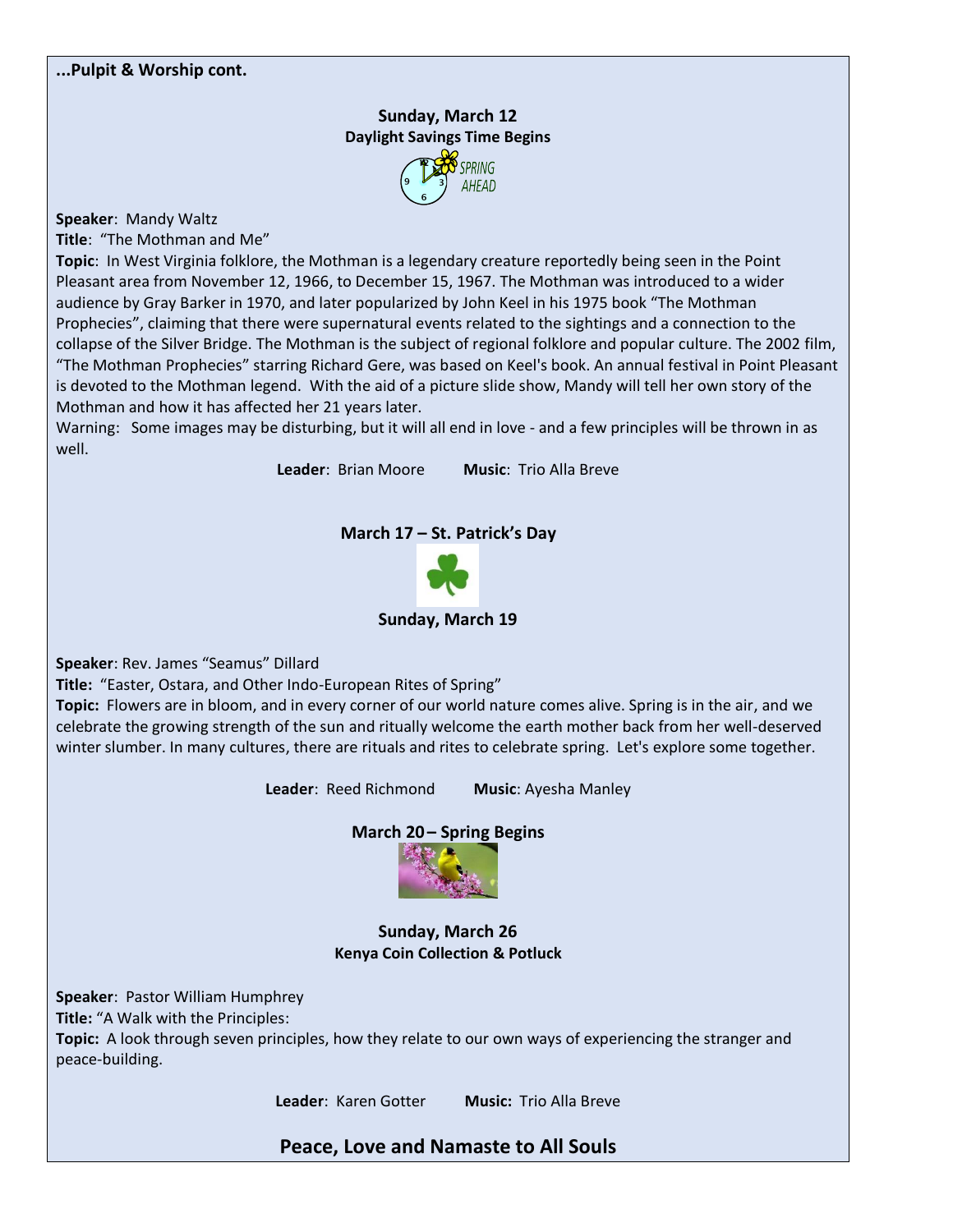**...Pulpit & Worship cont.**

**Sunday, March 12**
**Daylight Savings Time Begins**

SPRING AHEAD

**Speaker**: Mandy Waltz
**Title**: "The Mothman and Me"
**Topic**: In West Virginia folklore, the Mothman is a legendary creature reportedly being seen in the Point Pleasant area from November 12, 1966, to December 15, 1967. The Mothman was introduced to a wider audience by Gray Barker in 1970, and later popularized by John Keel in his 1975 book "The Mothman Prophecies", claiming that there were supernatural events related to the sightings and a connection to the collapse of the Silver Bridge. The Mothman is the subject of regional folklore and popular culture. The 2002 film, "The Mothman Prophecies" starring Richard Gere, was based on Keel's book. An annual festival in Point Pleasant is devoted to the Mothman legend. With the aid of a picture slide show, Mandy will tell her own story of the Mothman and how it has affected her 21 years later.
Warning: Some images may be disturbing, but it will all end in love - and a few principles will be thrown in as well.

**Leader**: Brian Moore **Music**: Trio Alla Breve

**March 17 – St. Patrick's Day**

**Sunday, March 19**

**Speaker**: Rev. James "Seamus" Dillard
**Title:** "Easter, Ostara, and Other Indo-European Rites of Spring"
**Topic:** Flowers are in bloom, and in every corner of our world nature comes alive. Spring is in the air, and we celebrate the growing strength of the sun and ritually welcome the earth mother back from her well-deserved winter slumber. In many cultures, there are rituals and rites to celebrate spring. Let's explore some together.

**Leader**: Reed Richmond **Music**: Ayesha Manley

**March 20 – Spring Begins**

**Sunday, March 26**
**Kenya Coin Collection & Potluck**

**Speaker**: Pastor William Humphrey
**Title:** "A Walk with the Principles:
**Topic:** A look through seven principles, how they relate to our own ways of experiencing the stranger and peace-building.

**Leader**: Karen Gotter **Music:** Trio Alla Breve

## Peace, Love and Namaste to All Souls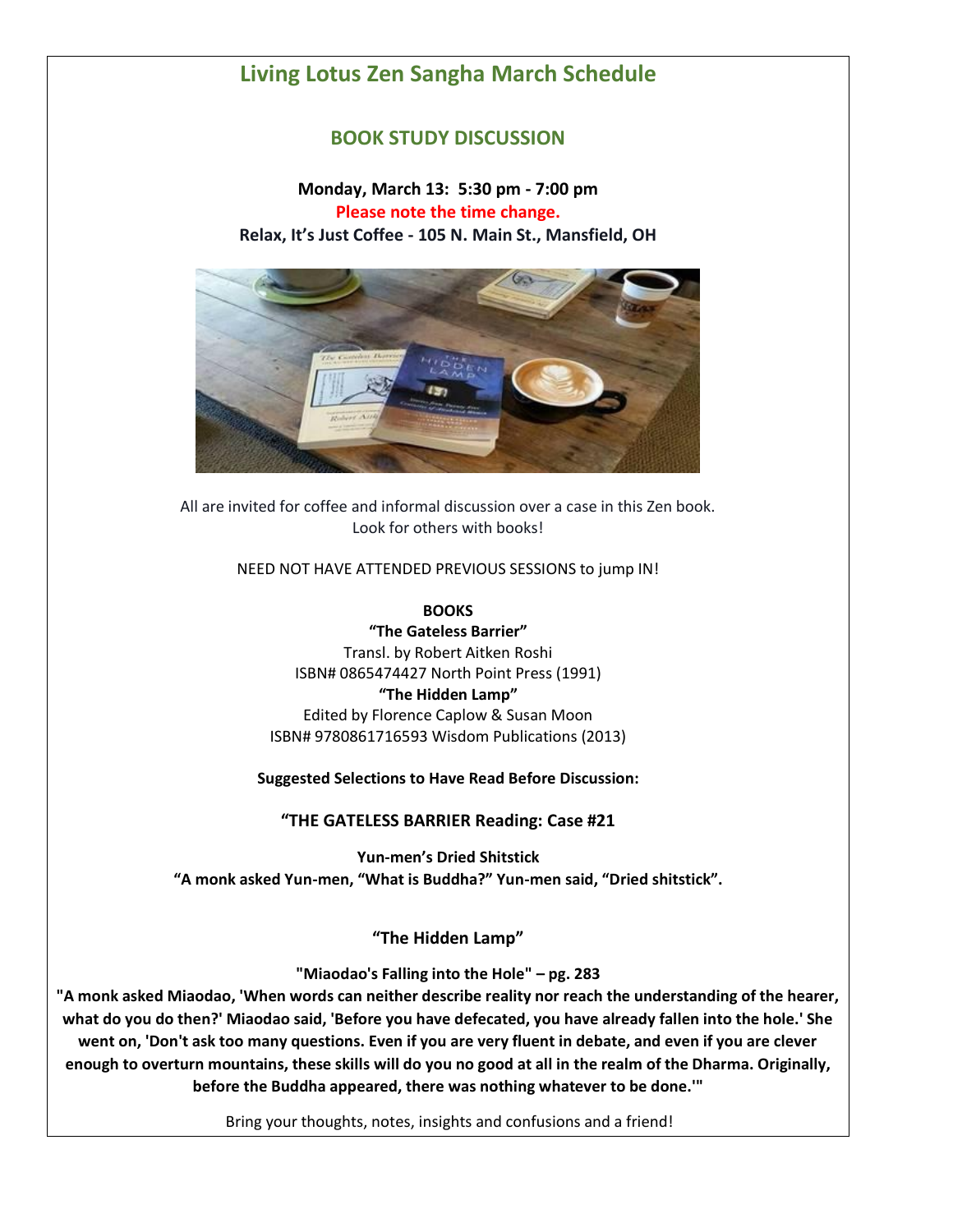# Living Lotus Zen Sangha March Schedule

## BOOK STUDY DISCUSSION

**Monday, March 13: 5:30 pm - 7:00 pm**

**Please note the time change.**

**Relax, It's Just Coffee - 105 N. Main St., Mansfield, OH**

All are invited for coffee and informal discussion over a case in this Zen book.
Look for others with books!

NEED NOT HAVE ATTENDED PREVIOUS SESSIONS to jump IN!

**BOOKS**

**"The Gateless Barrier"**
Transl. by Robert Aitken Roshi
ISBN# 0865474427 North Point Press (1991)

**"The Hidden Lamp"**
Edited by Florence Caplow & Susan Moon
ISBN# 9780861716593 Wisdom Publications (2013)

**Suggested Selections to Have Read Before Discussion:**

### "THE GATELESS BARRIER Reading: Case #21

**Yun-men's Dried Shitstick**
**"A monk asked Yun-men, "What is Buddha?" Yun-men said, "Dried shitstick".**

### "The Hidden Lamp"

**"Miaodao's Falling into the Hole" – pg. 283**

**"A monk asked Miaodao, 'When words can neither describe reality nor reach the understanding of the hearer, what do you do then?' Miaodao said, 'Before you have defecated, you have already fallen into the hole.' She went on, 'Don't ask too many questions. Even if you are very fluent in debate, and even if you are clever enough to overturn mountains, these skills will do you no good at all in the realm of the Dharma. Originally, before the Buddha appeared, there was nothing whatever to be done.'"**

Bring your thoughts, notes, insights and confusions and a friend!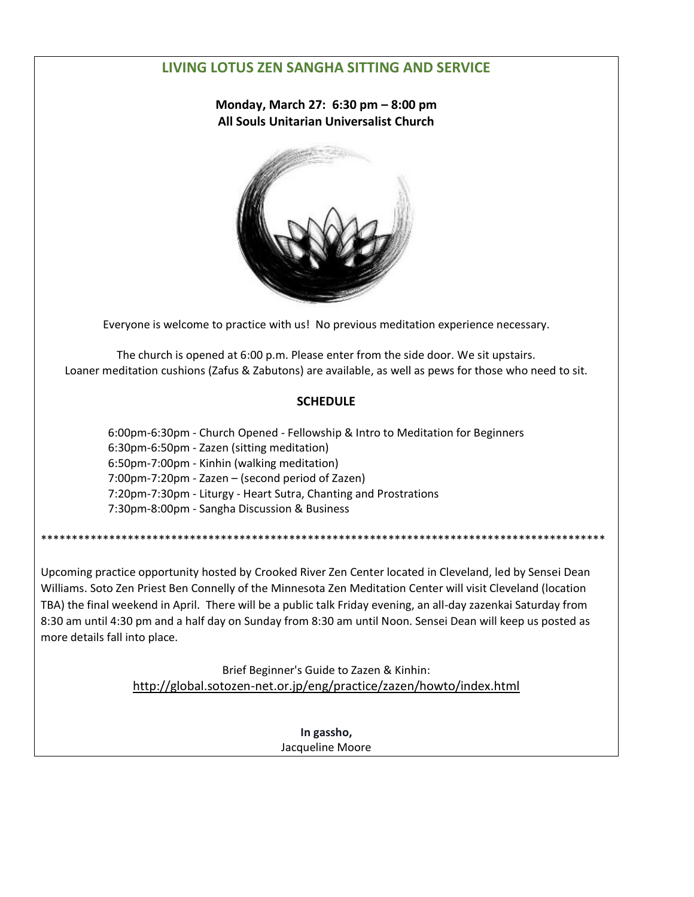## LIVING LOTUS ZEN SANGHA SITTING AND SERVICE

**Monday, March 27: 6:30 pm – 8:00 pm**
**All Souls Unitarian Universalist Church**

Everyone is welcome to practice with us! No previous meditation experience necessary.

The church is opened at 6:00 p.m. Please enter from the side door. We sit upstairs.
Loaner meditation cushions (Zafus & Zabutons) are available, as well as pews for those who need to sit.

**SCHEDULE**

6:00pm-6:30pm - Church Opened - Fellowship & Intro to Meditation for Beginners
6:30pm-6:50pm - Zazen (sitting meditation)
6:50pm-7:00pm - Kinhin (walking meditation)
7:00pm-7:20pm - Zazen – (second period of Zazen)
7:20pm-7:30pm - Liturgy - Heart Sutra, Chanting and Prostrations
7:30pm-8:00pm - Sangha Discussion & Business

*********************************************************************************************

Upcoming practice opportunity hosted by Crooked River Zen Center located in Cleveland, led by Sensei Dean Williams. Soto Zen Priest Ben Connelly of the Minnesota Zen Meditation Center will visit Cleveland (location TBA) the final weekend in April. There will be a public talk Friday evening, an all-day zazenkai Saturday from 8:30 am until 4:30 pm and a half day on Sunday from 8:30 am until Noon. Sensei Dean will keep us posted as more details fall into place.

Brief Beginner's Guide to Zazen & Kinhin:
http://global.sotozen-net.or.jp/eng/practice/zazen/howto/index.html

**In gassho,**
Jacqueline Moore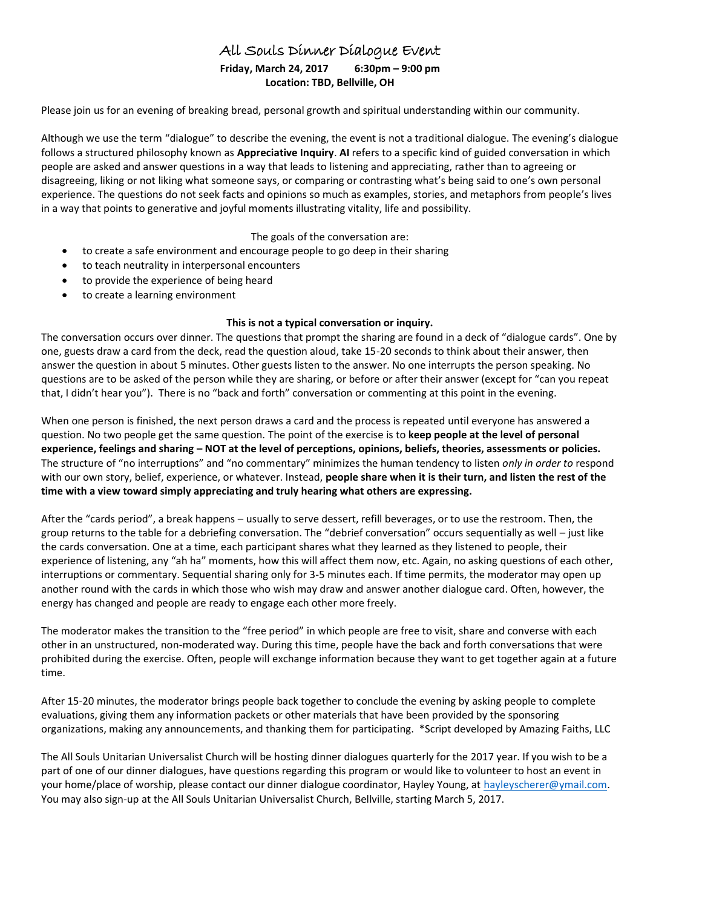# All Souls Dinner Dialogue Event

**Friday, March 24, 2017 6:30pm – 9:00 pm**
**Location: TBD, Bellville, OH**

Please join us for an evening of breaking bread, personal growth and spiritual understanding within our community.

Although we use the term "dialogue" to describe the evening, the event is not a traditional dialogue. The evening's dialogue follows a structured philosophy known as **Appreciative Inquiry**. **AI** refers to a specific kind of guided conversation in which people are asked and answer questions in a way that leads to listening and appreciating, rather than to agreeing or disagreeing, liking or not liking what someone says, or comparing or contrasting what's being said to one's own personal experience. The questions do not seek facts and opinions so much as examples, stories, and metaphors from people's lives in a way that points to generative and joyful moments illustrating vitality, life and possibility.

The goals of the conversation are:

- to create a safe environment and encourage people to go deep in their sharing
- to teach neutrality in interpersonal encounters
- to provide the experience of being heard
- to create a learning environment

**This is not a typical conversation or inquiry.**

The conversation occurs over dinner. The questions that prompt the sharing are found in a deck of "dialogue cards". One by one, guests draw a card from the deck, read the question aloud, take 15-20 seconds to think about their answer, then answer the question in about 5 minutes. Other guests listen to the answer. No one interrupts the person speaking. No questions are to be asked of the person while they are sharing, or before or after their answer (except for "can you repeat that, I didn't hear you"). There is no "back and forth" conversation or commenting at this point in the evening.

When one person is finished, the next person draws a card and the process is repeated until everyone has answered a question. No two people get the same question. The point of the exercise is to **keep people at the level of personal experience, feelings and sharing – NOT at the level of perceptions, opinions, beliefs, theories, assessments or policies.** The structure of "no interruptions" and "no commentary" minimizes the human tendency to listen *only in order to* respond with our own story, belief, experience, or whatever. Instead, **people share when it is their turn, and listen the rest of the time with a view toward simply appreciating and truly hearing what others are expressing.**

After the "cards period", a break happens – usually to serve dessert, refill beverages, or to use the restroom. Then, the group returns to the table for a debriefing conversation. The "debrief conversation" occurs sequentially as well – just like the cards conversation. One at a time, each participant shares what they learned as they listened to people, their experience of listening, any "ah ha" moments, how this will affect them now, etc. Again, no asking questions of each other, interruptions or commentary. Sequential sharing only for 3-5 minutes each. If time permits, the moderator may open up another round with the cards in which those who wish may draw and answer another dialogue card. Often, however, the energy has changed and people are ready to engage each other more freely.

The moderator makes the transition to the "free period" in which people are free to visit, share and converse with each other in an unstructured, non-moderated way. During this time, people have the back and forth conversations that were prohibited during the exercise. Often, people will exchange information because they want to get together again at a future time.

After 15-20 minutes, the moderator brings people back together to conclude the evening by asking people to complete evaluations, giving them any information packets or other materials that have been provided by the sponsoring organizations, making any announcements, and thanking them for participating. *Script developed by Amazing Faiths, LLC

The All Souls Unitarian Universalist Church will be hosting dinner dialogues quarterly for the 2017 year. If you wish to be a part of one of our dinner dialogues, have questions regarding this program or would like to volunteer to host an event in your home/place of worship, please contact our dinner dialogue coordinator, Hayley Young, at hayleyscherer@ymail.com. You may also sign-up at the All Souls Unitarian Universalist Church, Bellville, starting March 5, 2017.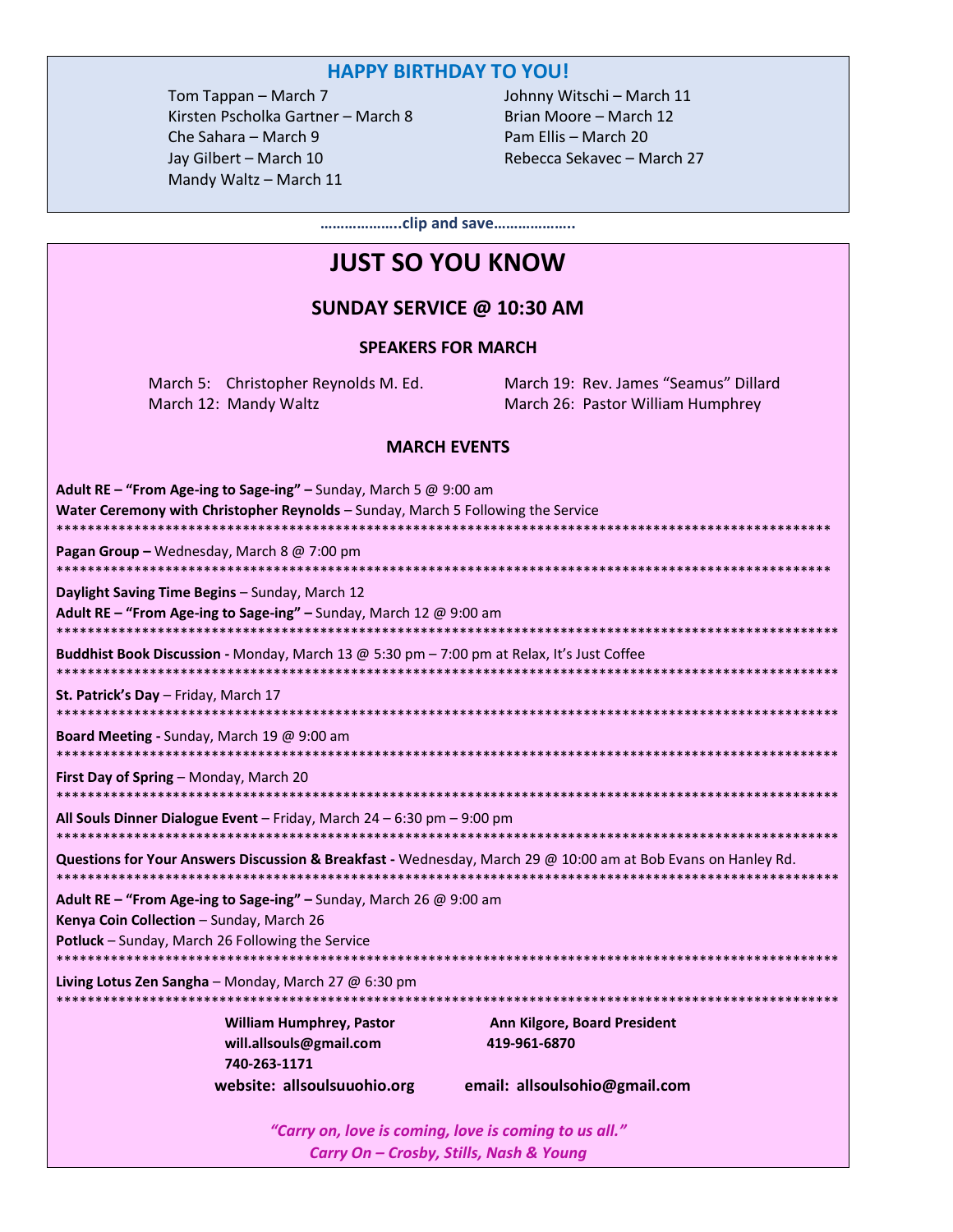## HAPPY BIRTHDAY TO YOU!

Tom Tappan – March 7
Kirsten Pscholka Gartner – March 8
Che Sahara – March 9
Jay Gilbert – March 10
Mandy Waltz – March 11
Johnny Witschi – March 11
Brian Moore – March 12
Pam Ellis – March 20
Rebecca Sekavec – March 27

**………………..clip and save………………..**

# JUST SO YOU KNOW

## SUNDAY SERVICE @ 10:30 AM

### SPEAKERS FOR MARCH

March 5: Christopher Reynolds M. Ed.
March 12: Mandy Waltz
March 19: Rev. James "Seamus" Dillard
March 26: Pastor William Humphrey

### MARCH EVENTS

**Adult RE – "From Age-ing to Sage-ing" –** Sunday, March 5 @ 9:00 am
**Water Ceremony with Christopher Reynolds** – Sunday, March 5 Following the Service

****************************************************************************************************

**Pagan Group –** Wednesday, March 8 @ 7:00 pm

****************************************************************************************************

**Daylight Saving Time Begins** – Sunday, March 12
**Adult RE – "From Age-ing to Sage-ing" –** Sunday, March 12 @ 9:00 am

****************************************************************************************************

**Buddhist Book Discussion -** Monday, March 13 @ 5:30 pm – 7:00 pm at Relax, It's Just Coffee

****************************************************************************************************

**St. Patrick's Day** – Friday, March 17

****************************************************************************************************

**Board Meeting -** Sunday, March 19 @ 9:00 am

****************************************************************************************************

**First Day of Spring** – Monday, March 20

****************************************************************************************************

**All Souls Dinner Dialogue Event** – Friday, March 24 – 6:30 pm – 9:00 pm

****************************************************************************************************

**Questions for Your Answers Discussion & Breakfast -** Wednesday, March 29 @ 10:00 am at Bob Evans on Hanley Rd.

****************************************************************************************************

**Adult RE – "From Age-ing to Sage-ing" –** Sunday, March 26 @ 9:00 am
**Kenya Coin Collection** – Sunday, March 26
**Potluck** – Sunday, March 26 Following the Service

****************************************************************************************************

**Living Lotus Zen Sangha** – Monday, March 27 @ 6:30 pm

****************************************************************************************************

**William Humphrey, Pastor**
**will.allsouls@gmail.com**
**740-263-1171**

**Ann Kilgore, Board President**
**419-961-6870**

**website: allsoulsuuohio.org** **email: allsoulsohio@gmail.com**

***"Carry on, love is coming, love is coming to us all."***
***Carry On – Crosby, Stills, Nash & Young***